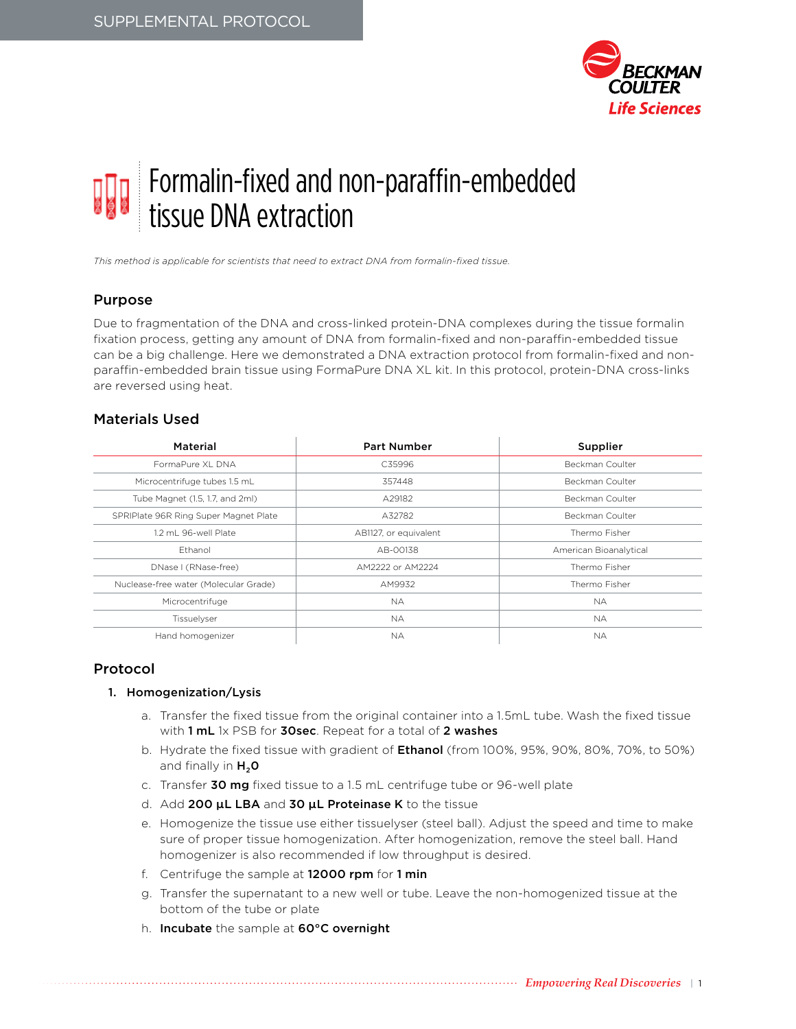SUPPLEMENTAL PROTOCOL

# Formalin-fixed and non-paraffin-embedded tissue DNA extraction

*This method is applicable for scientists that need to extract DNA from formalin-fixed tissue.*

## Purpose

Due to fragmentation of the DNA and cross-linked protein-DNA complexes during the tissue formalin fixation process, getting any amount of DNA from formalin-fixed and non-paraffin-embedded tissue can be a big challenge. Here we demonstrated a DNA extraction protocol from formalin-fixed and non-paraffin-embedded brain tissue using FormaPure DNA XL kit. In this protocol, protein-DNA cross-links are reversed using heat.

## Materials Used

| Material | Part Number | Supplier |
|---|---|---|
| FormaPure XL DNA | C35996 | Beckman Coulter |
| Microcentrifuge tubes 1.5 mL | 357448 | Beckman Coulter |
| Tube Magnet (1.5, 1.7, and 2ml) | A29182 | Beckman Coulter |
| SPRIPlate 96R Ring Super Magnet Plate | A32782 | Beckman Coulter |
| 1.2 mL 96-well Plate | AB1127, or equivalent | Thermo Fisher |
| Ethanol | AB-00138 | American Bioanalytical |
| DNase I (RNase-free) | AM2222 or AM2224 | Thermo Fisher |
| Nuclease-free water (Molecular Grade) | AM9932 | Thermo Fisher |
| Microcentrifuge | NA | NA |
| Tissuelyser | NA | NA |
| Hand homogenizer | NA | NA |

## Protocol

1. **Homogenization/Lysis**
   a. Transfer the fixed tissue from the original container into a 1.5mL tube. Wash the fixed tissue with **1 mL** 1x PSB for **30sec**. Repeat for a total of **2 washes**
   b. Hydrate the fixed tissue with gradient of **Ethanol** (from 100%, 95%, 90%, 80%, 70%, to 50%) and finally in **$H_2O$**
   c. Transfer **30 mg** fixed tissue to a 1.5 mL centrifuge tube or 96-well plate
   d. Add **200 µL LBA** and **30 µL Proteinase K** to the tissue
   e. Homogenize the tissue use either tissuelyser (steel ball). Adjust the speed and time to make sure of proper tissue homogenization. After homogenization, remove the steel ball. Hand homogenizer is also recommended if low throughput is desired.
   f. Centrifuge the sample at **12000 rpm** for **1 min**
   g. Transfer the supernatant to a new well or tube. Leave the non-homogenized tissue at the bottom of the tube or plate
   h. **Incubate** the sample at **60°C overnight**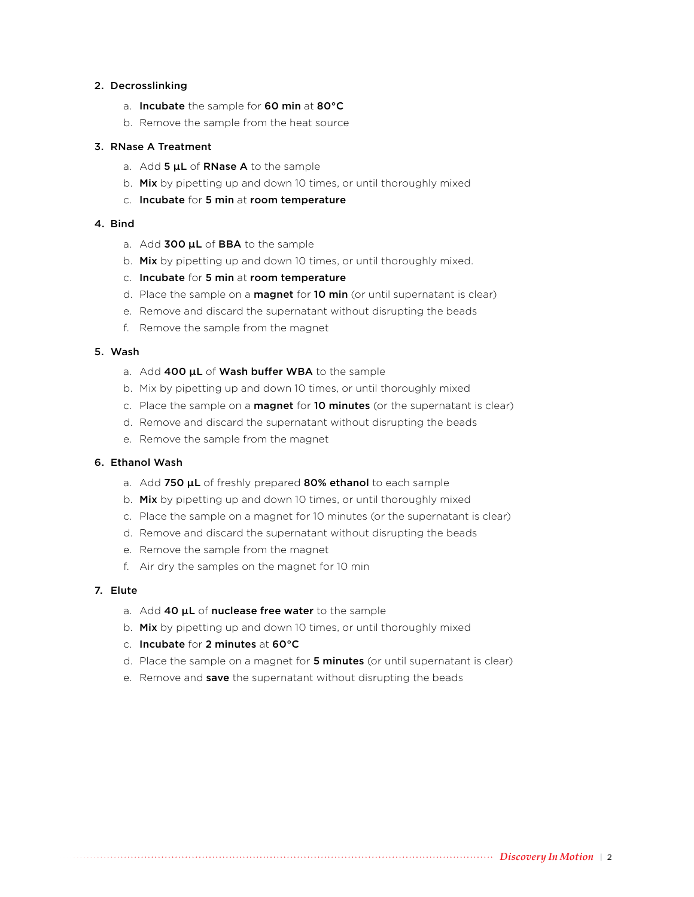2. **Decrosslinking**
    a. **Incubate** the sample for **60 min** at **80°C**
    b. Remove the sample from the heat source

3. **RNase A Treatment**
    a. Add **5 µL** of **RNase A** to the sample
    b. **Mix** by pipetting up and down 10 times, or until thoroughly mixed
    c. **Incubate** for **5 min** at **room temperature**

4. **Bind**
    a. Add **300 µL** of **BBA** to the sample
    b. **Mix** by pipetting up and down 10 times, or until thoroughly mixed.
    c. **Incubate** for **5 min** at **room temperature**
    d. Place the sample on a **magnet** for **10 min** (or until supernatant is clear)
    e. Remove and discard the supernatant without disrupting the beads
    f. Remove the sample from the magnet

5. **Wash**
    a. Add **400 µL** of **Wash buffer WBA** to the sample
    b. Mix by pipetting up and down 10 times, or until thoroughly mixed
    c. Place the sample on a **magnet** for **10 minutes** (or the supernatant is clear)
    d. Remove and discard the supernatant without disrupting the beads
    e. Remove the sample from the magnet

6. **Ethanol Wash**
    a. Add **750 µL** of freshly prepared **80% ethanol** to each sample
    b. **Mix** by pipetting up and down 10 times, or until thoroughly mixed
    c. Place the sample on a magnet for 10 minutes (or the supernatant is clear)
    d. Remove and discard the supernatant without disrupting the beads
    e. Remove the sample from the magnet
    f. Air dry the samples on the magnet for 10 min

7. **Elute**
    a. Add **40 µL** of **nuclease free water** to the sample
    b. **Mix** by pipetting up and down 10 times, or until thoroughly mixed
    c. **Incubate** for **2 minutes** at **60°C**
    d. Place the sample on a magnet for **5 minutes** (or until supernatant is clear)
    e. Remove and **save** the supernatant without disrupting the beads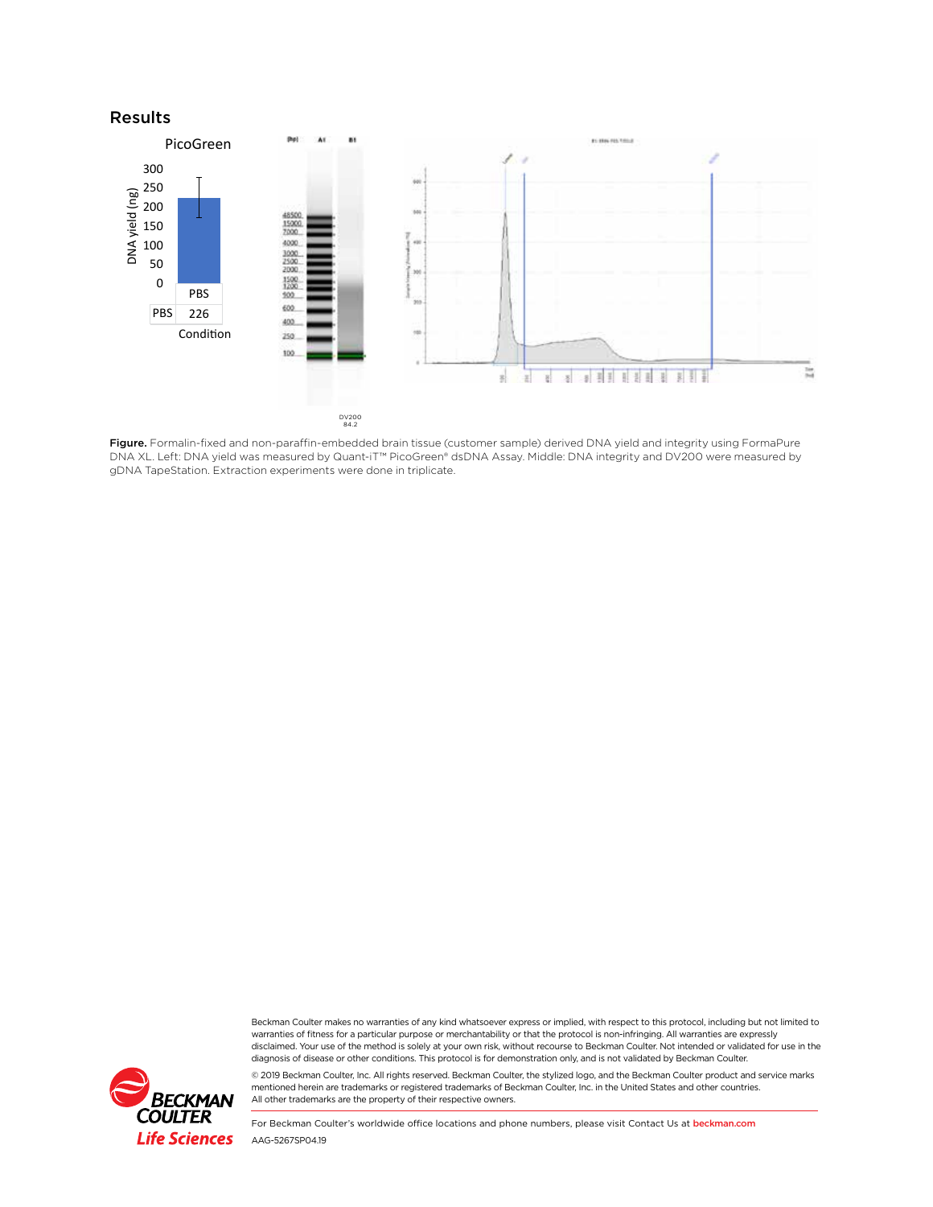## Results

PicoGreen

300
250
200
150
100
50
0

DNA yield (ng)

PBS

PBS 226

Condition

[Pri] A1 B1

48500
15000
7000
4000
3000
2500
2000
1500
1200
900
600
400
250
100

DV200
84.2

**Figure.** Formalin-fixed and non-paraffin-embedded brain tissue (customer sample) derived DNA yield and integrity using FormaPure DNA XL. Left: DNA yield was measured by Quant-iT™ PicoGreen® dsDNA Assay. Middle: DNA integrity and DV200 were measured by gDNA TapeStation. Extraction experiments were done in triplicate.

Beckman Coulter makes no warranties of any kind whatsoever express or implied, with respect to this protocol, including but not limited to warranties of fitness for a particular purpose or merchantability or that the protocol is non-infringing. All warranties are expressly disclaimed. Your use of the method is solely at your own risk, without recourse to Beckman Coulter. Not intended or validated for use in the diagnosis of disease or other conditions. This protocol is for demonstration only, and is not validated by Beckman Coulter.

© 2019 Beckman Coulter, Inc. All rights reserved. Beckman Coulter, the stylized logo, and the Beckman Coulter product and service marks mentioned herein are trademarks or registered trademarks of Beckman Coulter, Inc. in the United States and other countries. All other trademarks are the property of their respective owners.

For Beckman Coulter's worldwide office locations and phone numbers, please visit Contact Us at beckman.com

AAG-5267SP04.19